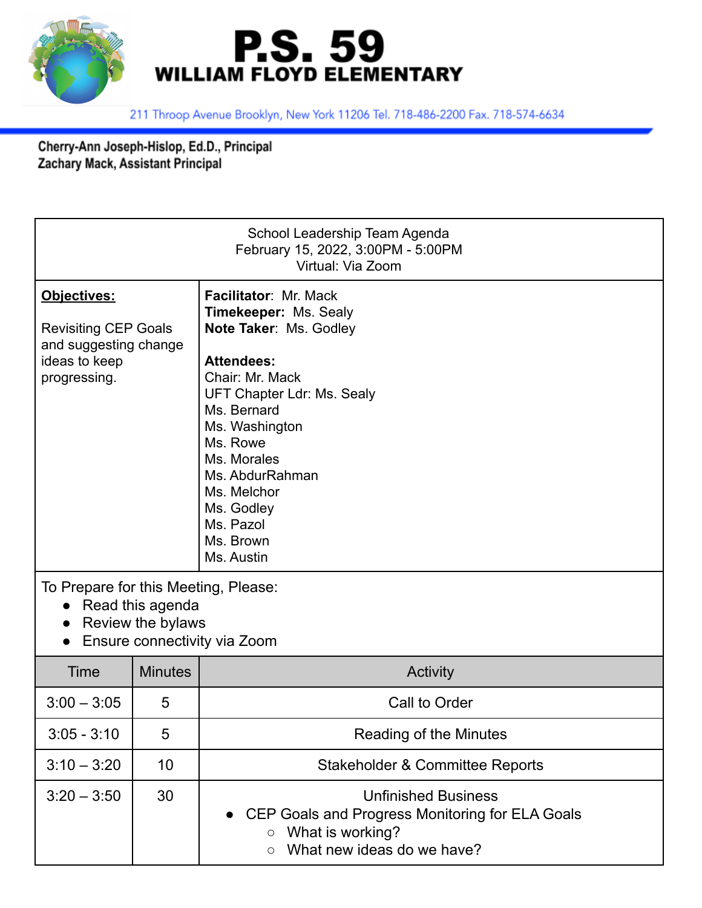# P.S. 59
## WILLIAM FLOYD ELEMENTARY

211 Throop Avenue Brooklyn, New York 11206 Tel. 718-486-2200 Fax. 718-574-6634

**Cherry-Ann Joseph-Hislop, Ed.D., Principal**
**Zachary Mack, Assistant Principal**

School Leadership Team Agenda
February 15, 2022, 3:00PM - 5:00PM
Virtual: Via Zoom

| **Objectives:** | |
|---|---|
| Revisiting CEP Goals and suggesting change ideas to keep progressing. | **Facilitator**: Mr. Mack<br>**Timekeeper:** Ms. Sealy<br>**Note Taker**: Ms. Godley<br><br>**Attendees:**<br>Chair: Mr. Mack<br>UFT Chapter Ldr: Ms. Sealy<br>Ms. Bernard<br>Ms. Washington<br>Ms. Rowe<br>Ms. Morales<br>Ms. AbdurRahman<br>Ms. Melchor<br>Ms. Godley<br>Ms. Pazol<br>Ms. Brown<br>Ms. Austin |

To Prepare for this Meeting, Please:

- Read this agenda
- Review the bylaws
- Ensure connectivity via Zoom

| Time | Minutes | Activity |
|---|---|---|
| 3:00 – 3:05 | 5 | Call to Order |
| 3:05 - 3:10 | 5 | Reading of the Minutes |
| 3:10 – 3:20 | 10 | Stakeholder & Committee Reports |
| 3:20 – 3:50 | 30 | Unfinished Business<br>• CEP Goals and Progress Monitoring for ELA Goals<br>○ What is working?<br>○ What new ideas do we have? |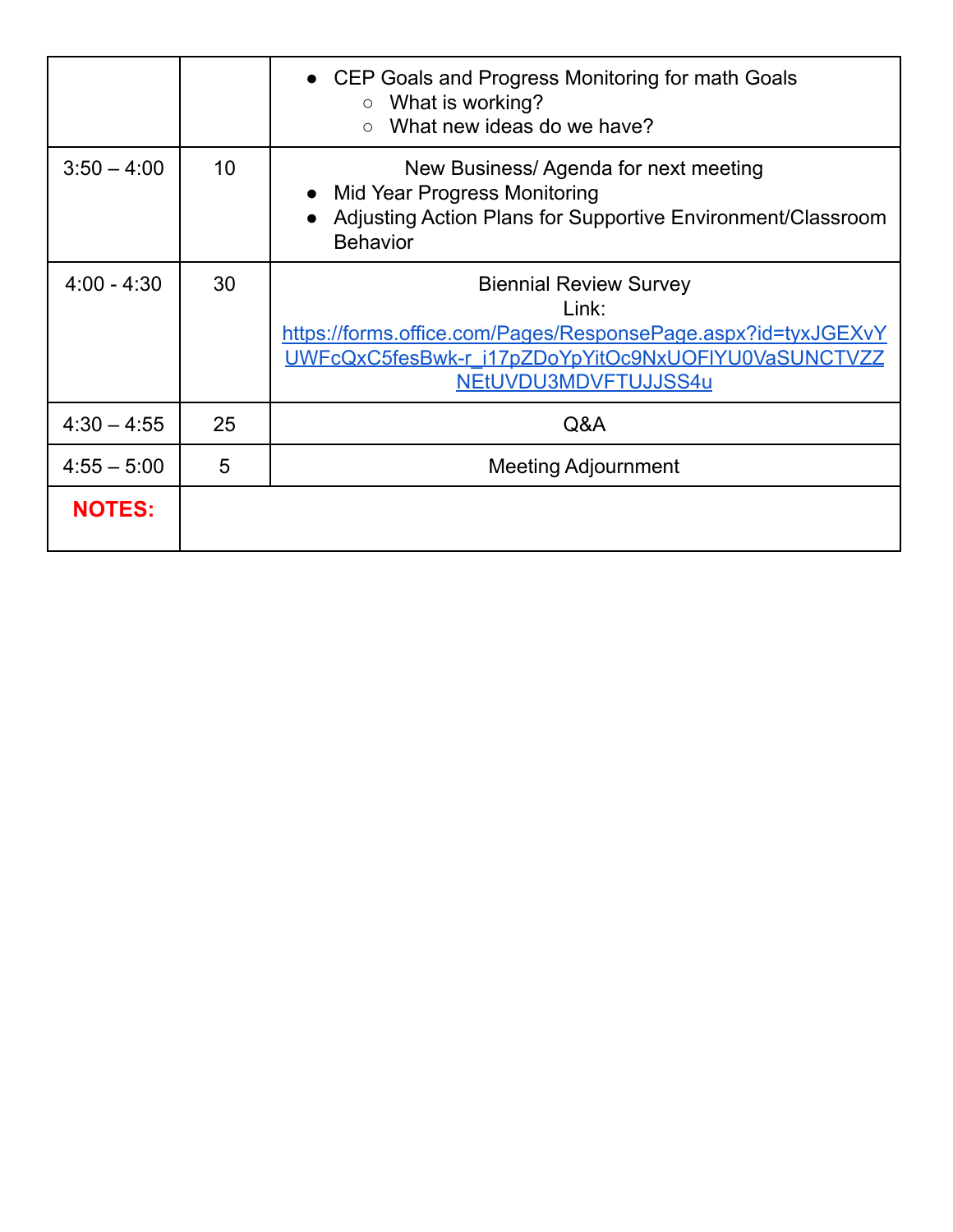| | | |
|---|---|---|
| | | • CEP Goals and Progress Monitoring for math Goals<br>  ○ What is working?<br>  ○ What new ideas do we have? |
| 3:50 – 4:00 | 10 | New Business/ Agenda for next meeting<br>• Mid Year Progress Monitoring<br>• Adjusting Action Plans for Supportive Environment/Classroom Behavior |
| 4:00 - 4:30 | 30 | Biennial Review Survey<br>Link:<br>https://forms.office.com/Pages/ResponsePage.aspx?id=tyxJGEXvYUWFcQxC5fesBwk-r_i17pZDoYpYitOc9NxUOFlYU0VaSUNCTVZZNEtUVDU3MDVFTUJJSS4u |
| 4:30 – 4:55 | 25 | Q&A |
| 4:55 – 5:00 | 5 | Meeting Adjournment |
| **NOTES:** | | |